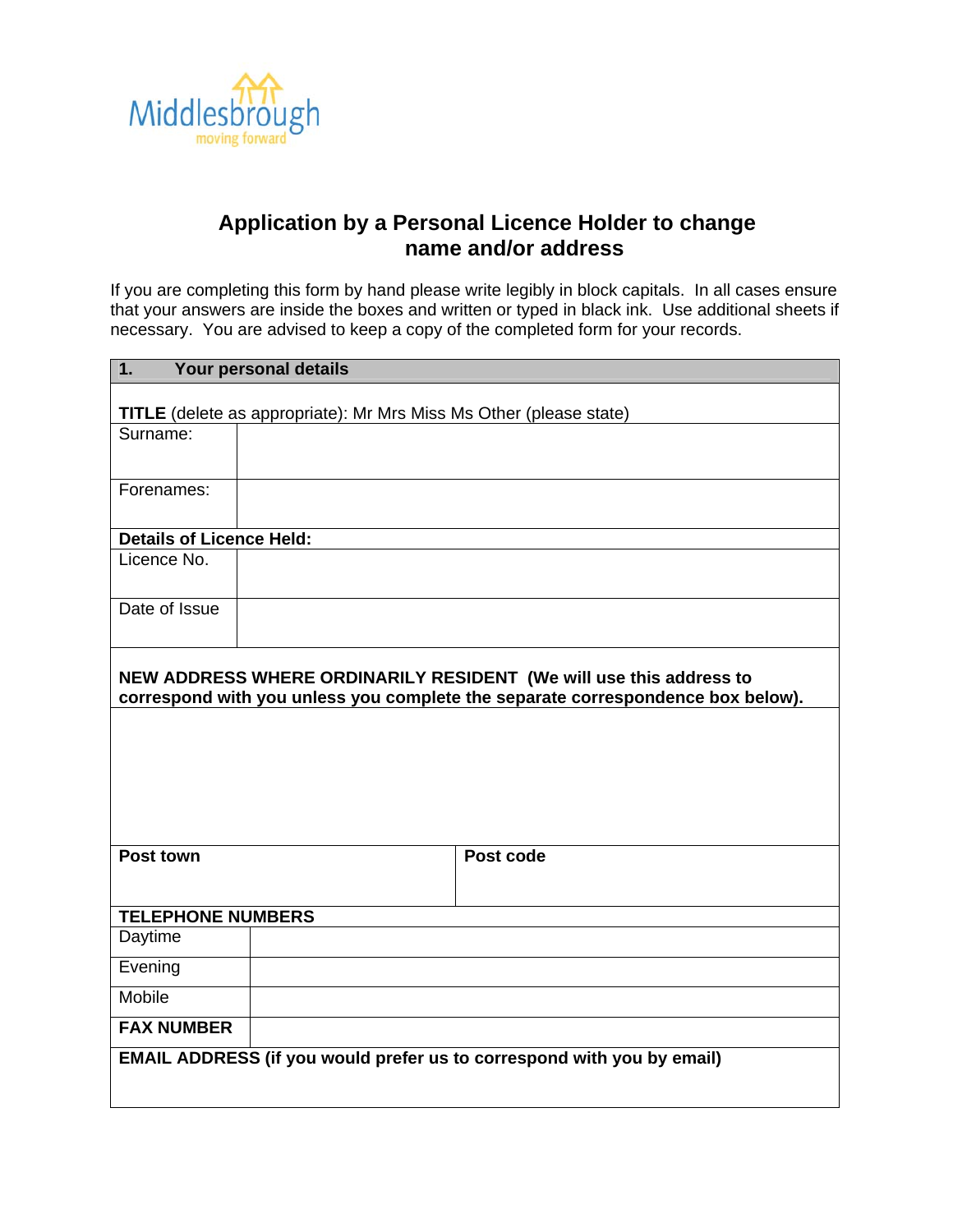Middlesbrough
moving forward

# Application by a Personal Licence Holder to change name and/or address

If you are completing this form by hand please write legibly in block capitals. In all cases ensure that your answers are inside the boxes and written or typed in black ink. Use additional sheets if necessary. You are advised to keep a copy of the completed form for your records.

| **1. Your personal details** | |
|---|---|
| **TITLE** (delete as appropriate): Mr Mrs Miss Ms Other (please state) | |
| Surname: | |
| Forenames: | |
| **Details of Licence Held:** | |
| Licence No. | |
| Date of Issue | |
| **NEW ADDRESS WHERE ORDINARILY RESIDENT (We will use this address to correspond with you unless you complete the separate correspondence box below).** | |
| | |
| **Post town** | **Post code** |
| **TELEPHONE NUMBERS** | |
| Daytime | |
| Evening | |
| Mobile | |
| **FAX NUMBER** | |
| **EMAIL ADDRESS (if you would prefer us to correspond with you by email)** | |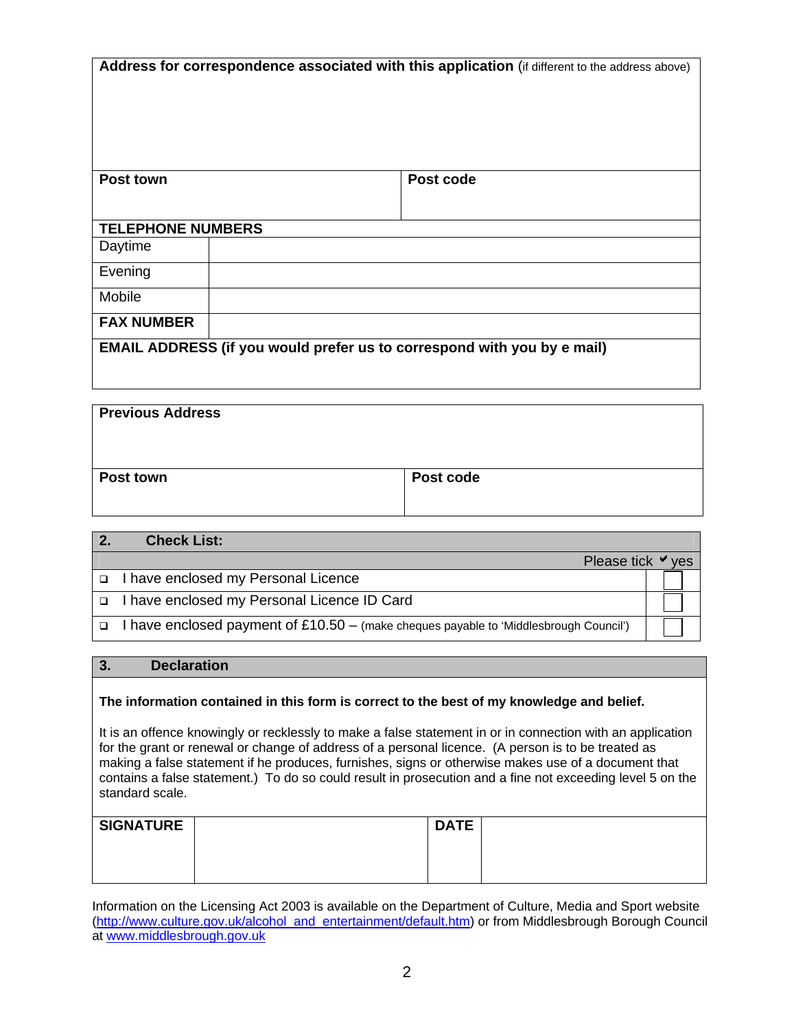| **Address for correspondence associated with this application** (if different to the address above) | |
|---|---|
| | |
| **Post town** | **Post code** |

| **TELEPHONE NUMBERS** | |
|---|---|
| Daytime | |
| Evening | |
| Mobile | |
| **FAX NUMBER** | |
| **EMAIL ADDRESS (if you would prefer us to correspond with you by e mail)** | |

| **Previous Address** | |
|---|---|
| | |
| **Post town** | **Post code** |

## 2. Check List:

| | Please tick ✔ yes |
|---|---|
| ❑ I have enclosed my Personal Licence | ☐ |
| ❑ I have enclosed my Personal Licence ID Card | ☐ |
| ❑ I have enclosed payment of £10.50 – (make cheques payable to 'Middlesbrough Council') | ☐ |

## 3. Declaration

**The information contained in this form is correct to the best of my knowledge and belief.**

It is an offence knowingly or recklessly to make a false statement in or in connection with an application for the grant or renewal or change of address of a personal licence. (A person is to be treated as making a false statement if he produces, furnishes, signs or otherwise makes use of a document that contains a false statement.) To do so could result in prosecution and a fine not exceeding level 5 on the standard scale.

| **SIGNATURE** | | **DATE** | |
|---|---|---|---|

Information on the Licensing Act 2003 is available on the Department of Culture, Media and Sport website (http://www.culture.gov.uk/alcohol_and_entertainment/default.htm) or from Middlesbrough Borough Council at www.middlesbrough.gov.uk